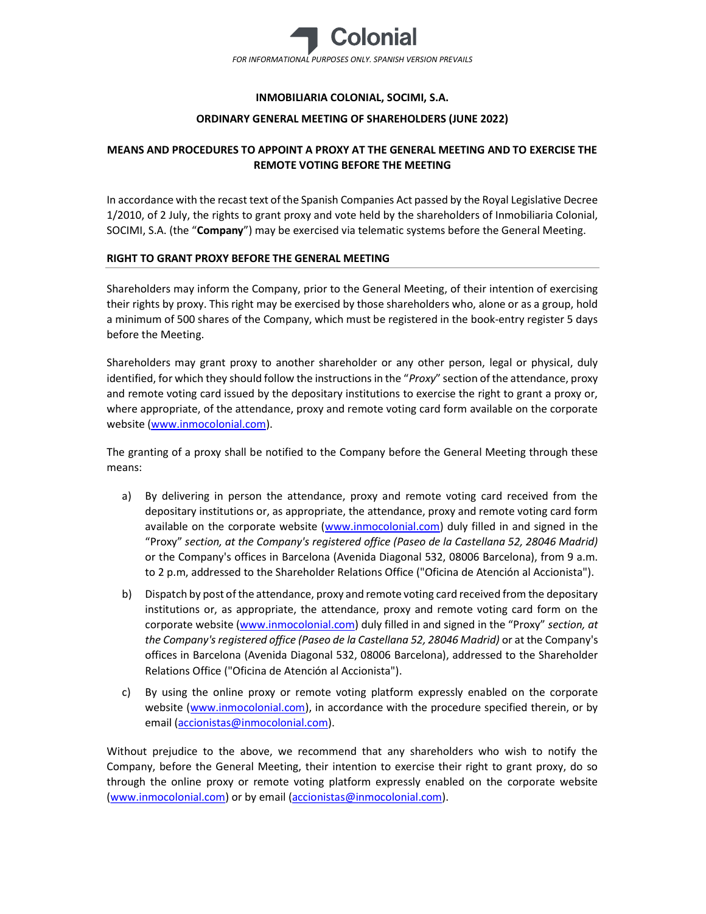*FOR INFORMATIONAL PURPOSES ONLY. SPANISH VERSION PREVAILS*

**INMOBILIARIA COLONIAL, SOCIMI, S.A.**

**ORDINARY GENERAL MEETING OF SHAREHOLDERS (JUNE 2022)**

# MEANS AND PROCEDURES TO APPOINT A PROXY AT THE GENERAL MEETING AND TO EXERCISE THE REMOTE VOTING BEFORE THE MEETING

In accordance with the recast text of the Spanish Companies Act passed by the Royal Legislative Decree 1/2010, of 2 July, the rights to grant proxy and vote held by the shareholders of Inmobiliaria Colonial, SOCIMI, S.A. (the "**Company**") may be exercised via telematic systems before the General Meeting.

## RIGHT TO GRANT PROXY BEFORE THE GENERAL MEETING

Shareholders may inform the Company, prior to the General Meeting, of their intention of exercising their rights by proxy. This right may be exercised by those shareholders who, alone or as a group, hold a minimum of 500 shares of the Company, which must be registered in the book-entry register 5 days before the Meeting.

Shareholders may grant proxy to another shareholder or any other person, legal or physical, duly identified, for which they should follow the instructions in the "*Proxy*" section of the attendance, proxy and remote voting card issued by the depositary institutions to exercise the right to grant a proxy or, where appropriate, of the attendance, proxy and remote voting card form available on the corporate website (www.inmocolonial.com).

The granting of a proxy shall be notified to the Company before the General Meeting through these means:

a) By delivering in person the attendance, proxy and remote voting card received from the depositary institutions or, as appropriate, the attendance, proxy and remote voting card form available on the corporate website (www.inmocolonial.com) duly filled in and signed in the "Proxy" *section, at the Company's registered office (Paseo de la Castellana 52, 28046 Madrid)* or the Company's offices in Barcelona (Avenida Diagonal 532, 08006 Barcelona), from 9 a.m. to 2 p.m, addressed to the Shareholder Relations Office ("Oficina de Atención al Accionista").

b) Dispatch by post of the attendance, proxy and remote voting card received from the depositary institutions or, as appropriate, the attendance, proxy and remote voting card form on the corporate website (www.inmocolonial.com) duly filled in and signed in the "Proxy" *section, at the Company's registered office (Paseo de la Castellana 52, 28046 Madrid)* or at the Company's offices in Barcelona (Avenida Diagonal 532, 08006 Barcelona), addressed to the Shareholder Relations Office ("Oficina de Atención al Accionista").

c) By using the online proxy or remote voting platform expressly enabled on the corporate website (www.inmocolonial.com), in accordance with the procedure specified therein, or by email (accionistas@inmocolonial.com).

Without prejudice to the above, we recommend that any shareholders who wish to notify the Company, before the General Meeting, their intention to exercise their right to grant proxy, do so through the online proxy or remote voting platform expressly enabled on the corporate website (www.inmocolonial.com) or by email (accionistas@inmocolonial.com).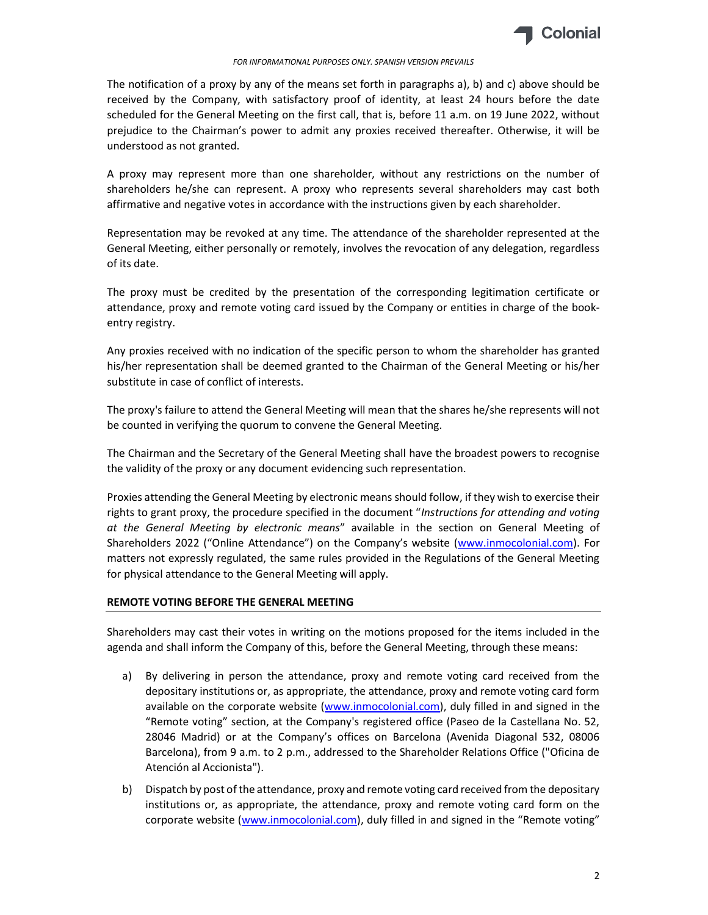The notification of a proxy by any of the means set forth in paragraphs a), b) and c) above should be received by the Company, with satisfactory proof of identity, at least 24 hours before the date scheduled for the General Meeting on the first call, that is, before 11 a.m. on 19 June 2022, without prejudice to the Chairman's power to admit any proxies received thereafter. Otherwise, it will be understood as not granted.

A proxy may represent more than one shareholder, without any restrictions on the number of shareholders he/she can represent. A proxy who represents several shareholders may cast both affirmative and negative votes in accordance with the instructions given by each shareholder.

Representation may be revoked at any time. The attendance of the shareholder represented at the General Meeting, either personally or remotely, involves the revocation of any delegation, regardless of its date.

The proxy must be credited by the presentation of the corresponding legitimation certificate or attendance, proxy and remote voting card issued by the Company or entities in charge of the book-entry registry.

Any proxies received with no indication of the specific person to whom the shareholder has granted his/her representation shall be deemed granted to the Chairman of the General Meeting or his/her substitute in case of conflict of interests.

The proxy's failure to attend the General Meeting will mean that the shares he/she represents will not be counted in verifying the quorum to convene the General Meeting.

The Chairman and the Secretary of the General Meeting shall have the broadest powers to recognise the validity of the proxy or any document evidencing such representation.

Proxies attending the General Meeting by electronic means should follow, if they wish to exercise their rights to grant proxy, the procedure specified in the document "*Instructions for attending and voting at the General Meeting by electronic means*" available in the section on General Meeting of Shareholders 2022 ("Online Attendance") on the Company's website (www.inmocolonial.com). For matters not expressly regulated, the same rules provided in the Regulations of the General Meeting for physical attendance to the General Meeting will apply.

## REMOTE VOTING BEFORE THE GENERAL MEETING

Shareholders may cast their votes in writing on the motions proposed for the items included in the agenda and shall inform the Company of this, before the General Meeting, through these means:

a) By delivering in person the attendance, proxy and remote voting card received from the depositary institutions or, as appropriate, the attendance, proxy and remote voting card form available on the corporate website (www.inmocolonial.com), duly filled in and signed in the "Remote voting" section, at the Company's registered office (Paseo de la Castellana No. 52, 28046 Madrid) or at the Company's offices on Barcelona (Avenida Diagonal 532, 08006 Barcelona), from 9 a.m. to 2 p.m., addressed to the Shareholder Relations Office ("Oficina de Atención al Accionista").

b) Dispatch by post of the attendance, proxy and remote voting card received from the depositary institutions or, as appropriate, the attendance, proxy and remote voting card form on the corporate website (www.inmocolonial.com), duly filled in and signed in the "Remote voting"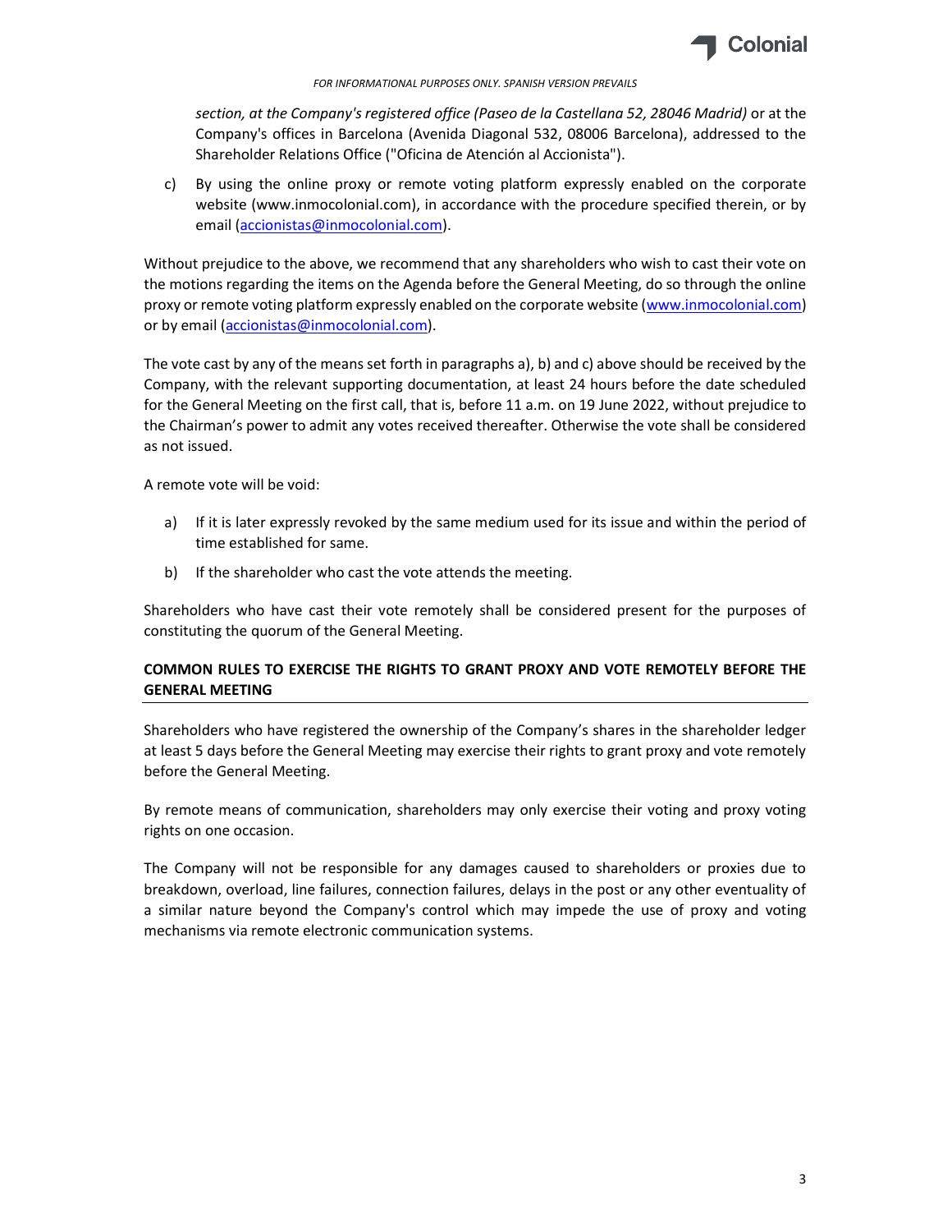*section, at the Company's registered office (Paseo de la Castellana 52, 28046 Madrid)* or at the Company's offices in Barcelona (Avenida Diagonal 532, 08006 Barcelona), addressed to the Shareholder Relations Office ("Oficina de Atención al Accionista").

c) By using the online proxy or remote voting platform expressly enabled on the corporate website (www.inmocolonial.com), in accordance with the procedure specified therein, or by email (accionistas@inmocolonial.com).

Without prejudice to the above, we recommend that any shareholders who wish to cast their vote on the motions regarding the items on the Agenda before the General Meeting, do so through the online proxy or remote voting platform expressly enabled on the corporate website (www.inmocolonial.com) or by email (accionistas@inmocolonial.com).

The vote cast by any of the means set forth in paragraphs a), b) and c) above should be received by the Company, with the relevant supporting documentation, at least 24 hours before the date scheduled for the General Meeting on the first call, that is, before 11 a.m. on 19 June 2022, without prejudice to the Chairman's power to admit any votes received thereafter. Otherwise the vote shall be considered as not issued.

A remote vote will be void:

a) If it is later expressly revoked by the same medium used for its issue and within the period of time established for same.

b) If the shareholder who cast the vote attends the meeting.

Shareholders who have cast their vote remotely shall be considered present for the purposes of constituting the quorum of the General Meeting.

## COMMON RULES TO EXERCISE THE RIGHTS TO GRANT PROXY AND VOTE REMOTELY BEFORE THE GENERAL MEETING

Shareholders who have registered the ownership of the Company's shares in the shareholder ledger at least 5 days before the General Meeting may exercise their rights to grant proxy and vote remotely before the General Meeting.

By remote means of communication, shareholders may only exercise their voting and proxy voting rights on one occasion.

The Company will not be responsible for any damages caused to shareholders or proxies due to breakdown, overload, line failures, connection failures, delays in the post or any other eventuality of a similar nature beyond the Company's control which may impede the use of proxy and voting mechanisms via remote electronic communication systems.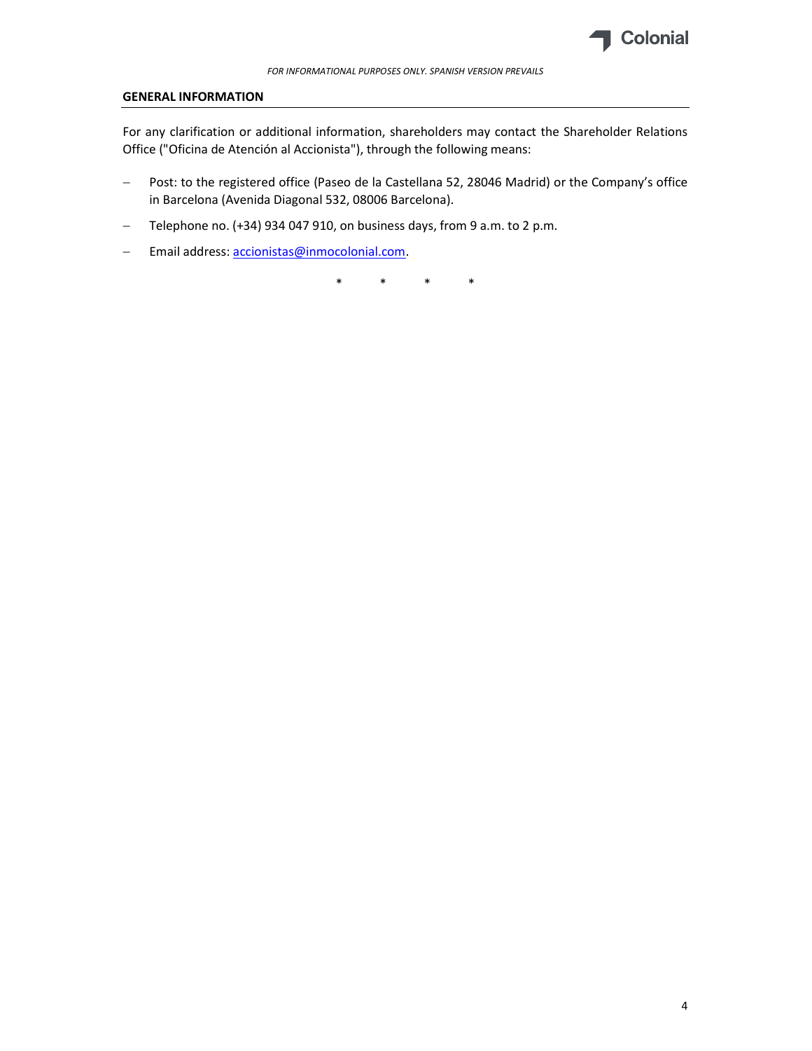## GENERAL INFORMATION

For any clarification or additional information, shareholders may contact the Shareholder Relations Office ("Oficina de Atención al Accionista"), through the following means:

- Post: to the registered office (Paseo de la Castellana 52, 28046 Madrid) or the Company's office in Barcelona (Avenida Diagonal 532, 08006 Barcelona).
- Telephone no. (+34) 934 047 910, on business days, from 9 a.m. to 2 p.m.
- Email address: accionistas@inmocolonial.com.

\* \* \* \*